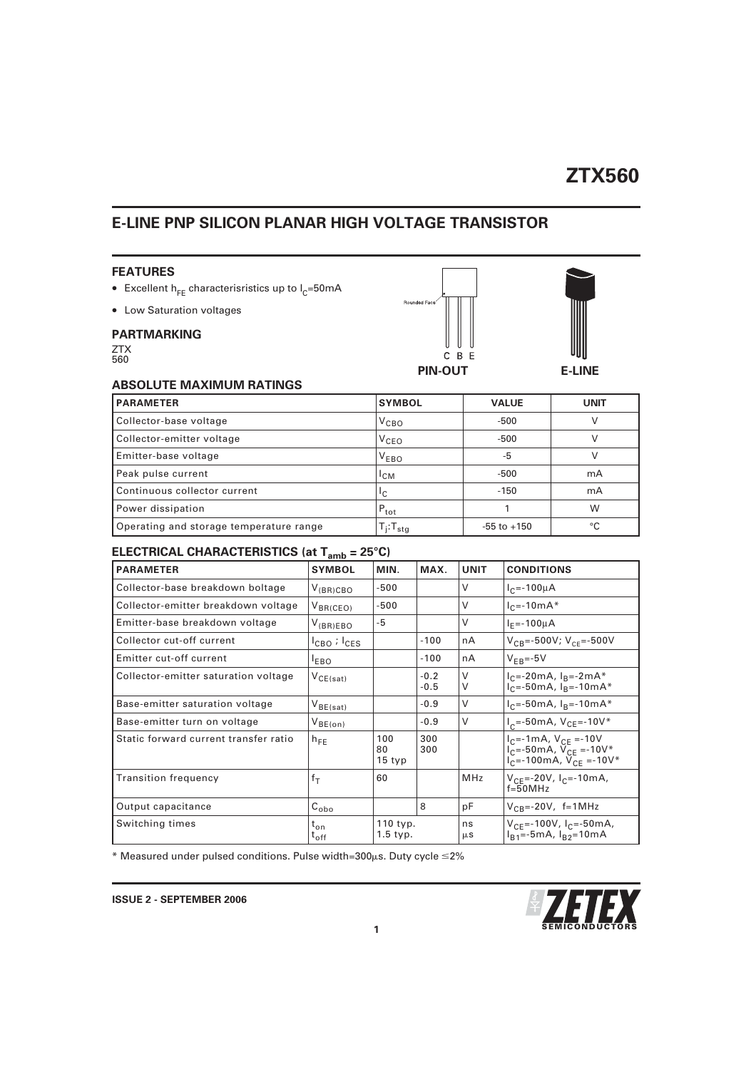# ZTX560

## E-LINE PNP SILICON PLANAR HIGH VOLTAGE TRANSISTOR

### FEATURES

- Excellent $h_{FE}$ characterisristics up to $I_C$=50mA
- Low Saturation voltages

### PARTMARKING

ZTX
560

Rounded Face

C B E

PIN-OUT

E-LINE

### ABSOLUTE MAXIMUM RATINGS

| PARAMETER | SYMBOL | VALUE | UNIT |
|---|---|---|---|
| Collector-base voltage | $V_{CBO}$ | -500 | V |
| Collector-emitter voltage | $V_{CEO}$ | -500 | V |
| Emitter-base voltage | $V_{EBO}$ | -5 | V |
| Peak pulse current | $I_{CM}$ | -500 | mA |
| Continuous collector current | $I_C$ | -150 | mA |
| Power dissipation | $P_{tot}$ | 1 | W |
| Operating and storage temperature range | $T_j$:$T_{stg}$ | -55 to +150 | °C |

### ELECTRICAL CHARACTERISTICS (at $T_{amb}$ = 25°C)

| PARAMETER | SYMBOL | MIN. | MAX. | UNIT | CONDITIONS |
|---|---|---|---|---|---|
| Collector-base breakdown boltage | $V_{(BR)CBO}$ | -500 | | V | $I_C$=-100μA |
| Collector-emitter breakdown voltage | $V_{BR(CEO)}$ | -500 | | V | $I_C$=-10mA* |
| Emitter-base breakdown voltage | $V_{(BR)EBO}$ | -5 | | V | $I_E$=-100μA |
| Collector cut-off current | $I_{CBO}$ ; $I_{CES}$ | | -100 | nA | $V_{CB}$=-500V; $V_{CE}$=-500V |
| Emitter cut-off current | $I_{EBO}$ | | -100 | nA | $V_{EB}$=-5V |
| Collector-emitter saturation voltage | $V_{CE(sat)}$ | | -0.2<br>-0.5 | V<br>V | $I_C$=-20mA, $I_B$=-2mA*<br>$I_C$=-50mA, $I_B$=-10mA* |
| Base-emitter saturation voltage | $V_{BE(sat)}$ | | -0.9 | V | $I_C$=-50mA, $I_B$=-10mA* |
| Base-emitter turn on voltage | $V_{BE(on)}$ | | -0.9 | V | $I_C$=-50mA, $V_{CE}$=-10V* |
| Static forward current transfer ratio | $h_{FE}$ | 100<br>80<br>15 typ | 300<br>300 | | $I_C$=-1mA, $V_{CE}$ =-10V<br>$I_C$=-50mA, $V_{CE}$ =-10V*<br>$I_C$=-100mA, $V_{CE}$ =-10V* |
| Transition frequency | $f_T$ | 60 | | MHz | $V_{CE}$=-20V, $I_C$=-10mA, f=50MHz |
| Output capacitance | $C_{obo}$ | | 8 | pF | $V_{CB}$=-20V, f=1MHz |
| Switching times | $t_{on}$<br>$t_{off}$ | 110 typ.<br>1.5 typ. | | ns<br>μs | $V_{CE}$=-100V, $I_C$=-50mA, $I_{B1}$=-5mA, $I_{B2}$=10mA |

\* Measured under pulsed conditions. Pulse width=300μs. Duty cycle ≤2%

**ISSUE 2 - SEPTEMBER 2006**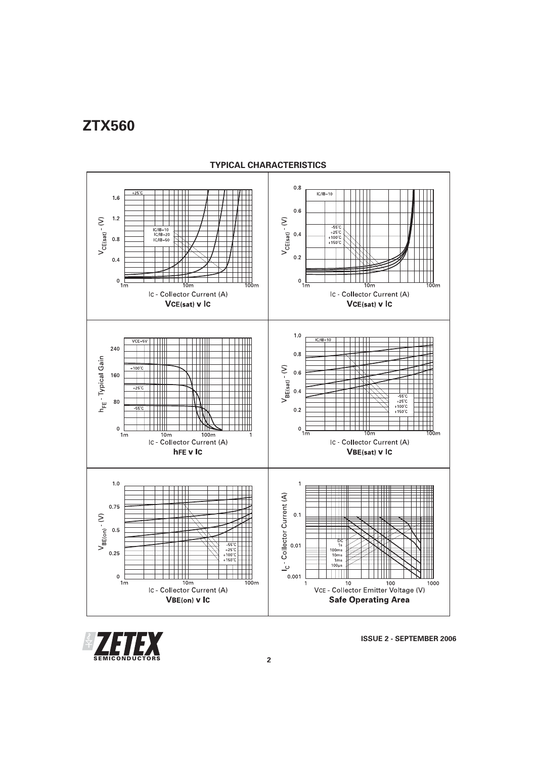# ZTX560

## TYPICAL CHARACTERISTICS

**$V_{CE(sat)}$ v $I_C$**

**$V_{CE(sat)}$ v $I_C$**

**$h_{FE}$ v $I_C$**

**$V_{BE(sat)}$ v $I_C$**

**$V_{BE(on)}$ v $I_C$**

**Safe Operating Area**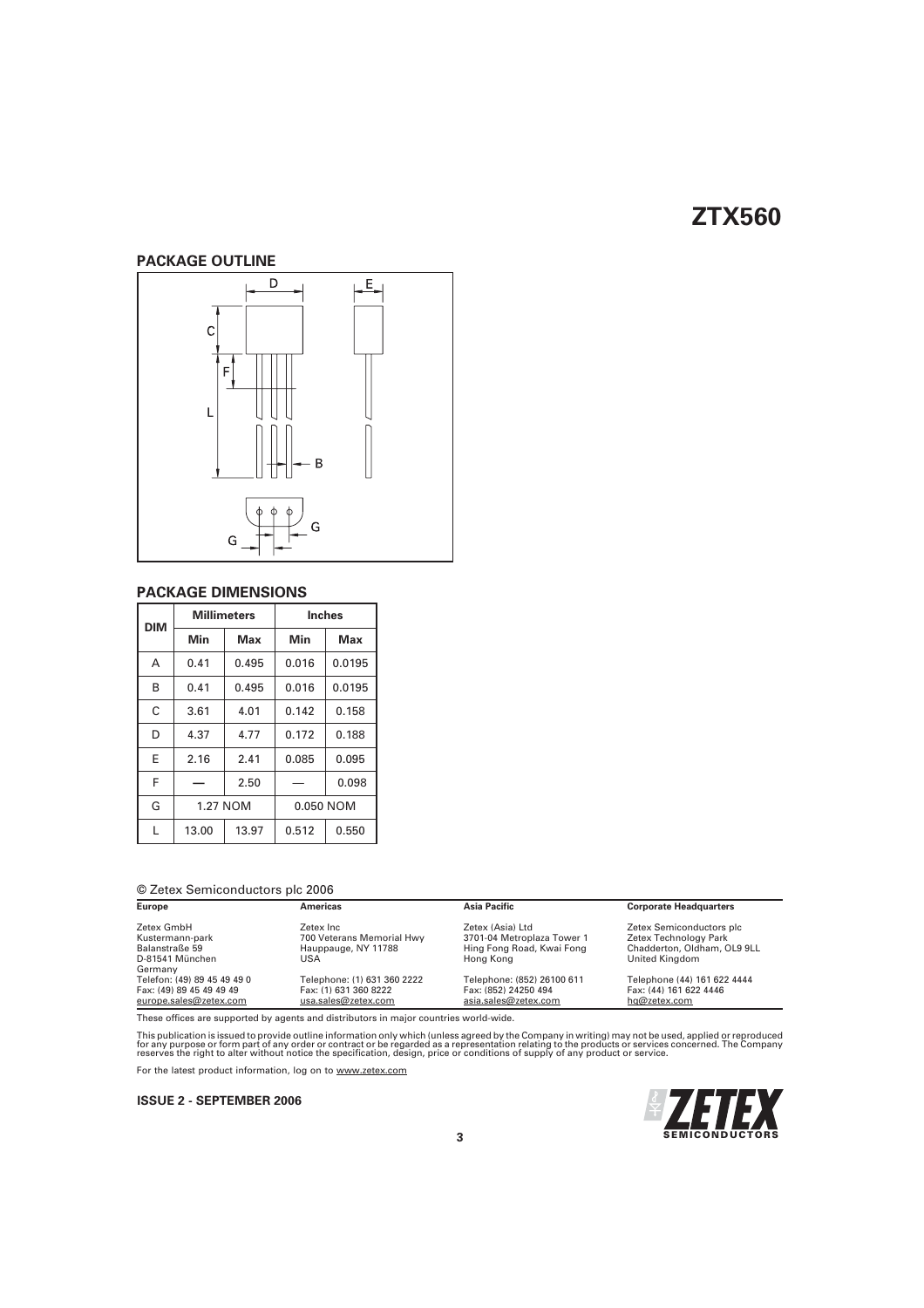# ZTX560

## PACKAGE OUTLINE

D
E
C
F
L
B
G
G

## PACKAGE DIMENSIONS

| DIM | Millimeters | | Inches | |
|---|---|---|---|---|
| | Min | Max | Min | Max |
| A | 0.41 | 0.495 | 0.016 | 0.0195 |
| B | 0.41 | 0.495 | 0.016 | 0.0195 |
| C | 3.61 | 4.01 | 0.142 | 0.158 |
| D | 4.37 | 4.77 | 0.172 | 0.188 |
| E | 2.16 | 2.41 | 0.085 | 0.095 |
| F | — | 2.50 | — | 0.098 |
| G | 1.27 NOM | | 0.050 NOM | |
| L | 13.00 | 13.97 | 0.512 | 0.550 |

© Zetex Semiconductors plc 2006

| Europe | Americas | Asia Pacific | Corporate Headquarters |
|---|---|---|---|
| Zetex GmbH<br>Kustermann-park<br>Balanstraße 59<br>D-81541 München<br>Germany<br>Telefon: (49) 89 45 49 49 0<br>Fax: (49) 89 45 49 49 49<br>europe.sales@zetex.com | Zetex Inc<br>700 Veterans Memorial Hwy<br>Hauppauge, NY 11788<br>USA<br>Telephone: (1) 631 360 2222<br>Fax: (1) 631 360 8222<br>usa.sales@zetex.com | Zetex (Asia) Ltd<br>3701-04 Metroplaza Tower 1<br>Hing Fong Road, Kwai Fong<br>Hong Kong<br>Telephone: (852) 26100 611<br>Fax: (852) 24250 494<br>asia.sales@zetex.com | Zetex Semiconductors plc<br>Zetex Technology Park<br>Chadderton, Oldham, OL9 9LL<br>United Kingdom<br>Telephone (44) 161 622 4444<br>Fax: (44) 161 622 4446<br>hq@zetex.com |

These offices are supported by agents and distributors in major countries world-wide.

This publication is issued to provide outline information only which (unless agreed by the Company in writing) may not be used, applied or reproduced for any purpose or form part of any order or contract or be regarded as a representation relating to the products or services concerned. The Company reserves the right to alter without notice the specification, design, price or conditions of supply of any product or service.

For the latest product information, log on to www.zetex.com

**ISSUE 2 - SEPTEMBER 2006**

ZETEX SEMICONDUCTORS